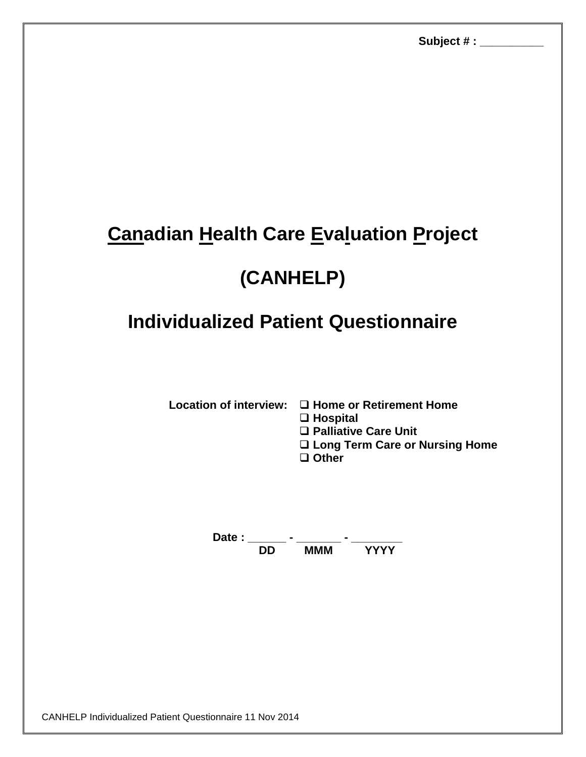**Subject # : __________**

# Canadian Health Care Evaluation Project

# (CANHELP)

# Individualized Patient Questionnaire

**Location of interview:**
- ❑ **Home or Retirement Home**
- ❑ **Hospital**
- ❑ **Palliative Care Unit**
- ❑ **Long Term Care or Nursing Home**
- ❑ **Other**

**Date : ______ - _______ - ________**
**DD MMM YYYY**

CANHELP Individualized Patient Questionnaire 11 Nov 2014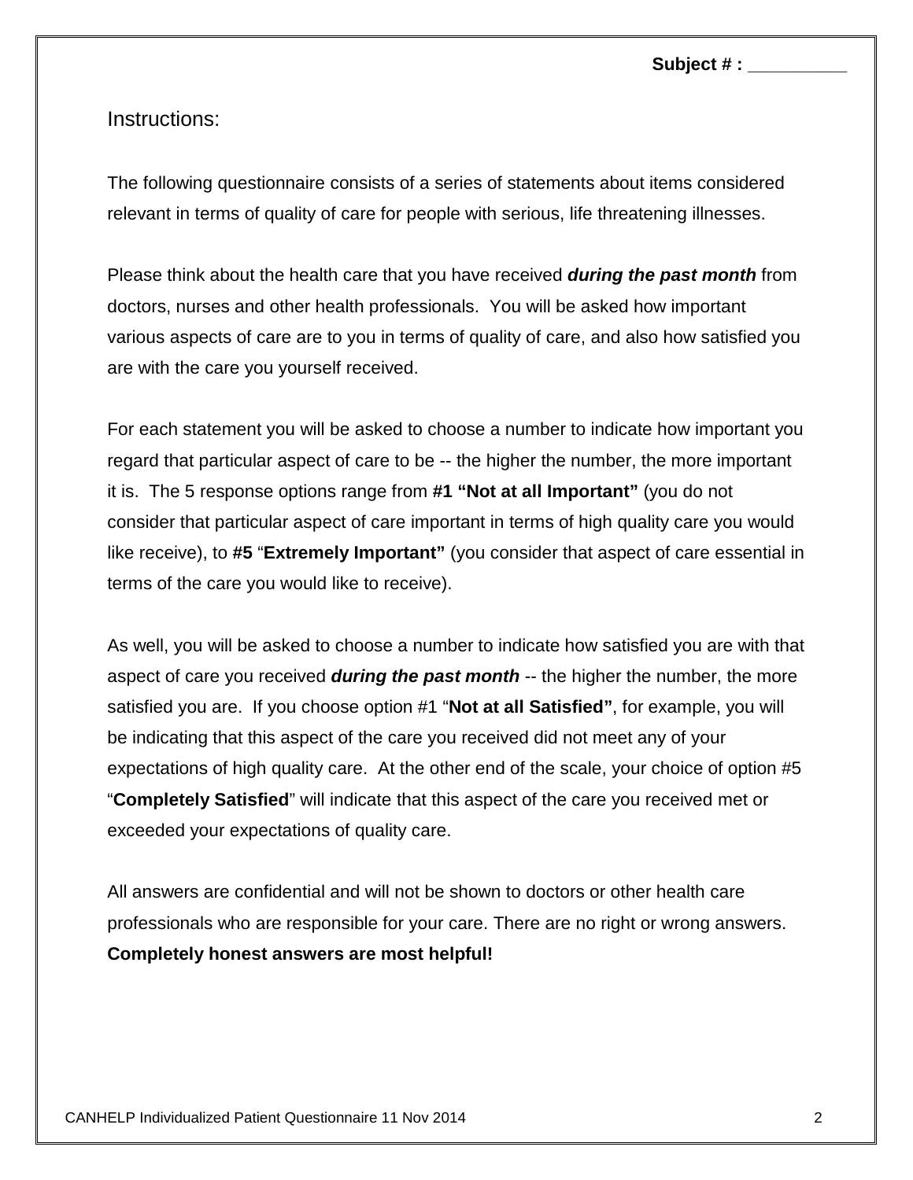**Subject # : __________**

Instructions:

The following questionnaire consists of a series of statements about items considered relevant in terms of quality of care for people with serious, life threatening illnesses.

Please think about the health care that you have received ***during the past month*** from doctors, nurses and other health professionals. You will be asked how important various aspects of care are to you in terms of quality of care, and also how satisfied you are with the care you yourself received.

For each statement you will be asked to choose a number to indicate how important you regard that particular aspect of care to be -- the higher the number, the more important it is. The 5 response options range from **#1 "Not at all Important"** (you do not consider that particular aspect of care important in terms of high quality care you would like receive), to **#5** "**Extremely Important"** (you consider that aspect of care essential in terms of the care you would like to receive).

As well, you will be asked to choose a number to indicate how satisfied you are with that aspect of care you received ***during the past month*** -- the higher the number, the more satisfied you are. If you choose option #1 "**Not at all Satisfied"**, for example, you will be indicating that this aspect of the care you received did not meet any of your expectations of high quality care. At the other end of the scale, your choice of option #5 "**Completely Satisfied**" will indicate that this aspect of the care you received met or exceeded your expectations of quality care.

All answers are confidential and will not be shown to doctors or other health care professionals who are responsible for your care. There are no right or wrong answers. **Completely honest answers are most helpful!**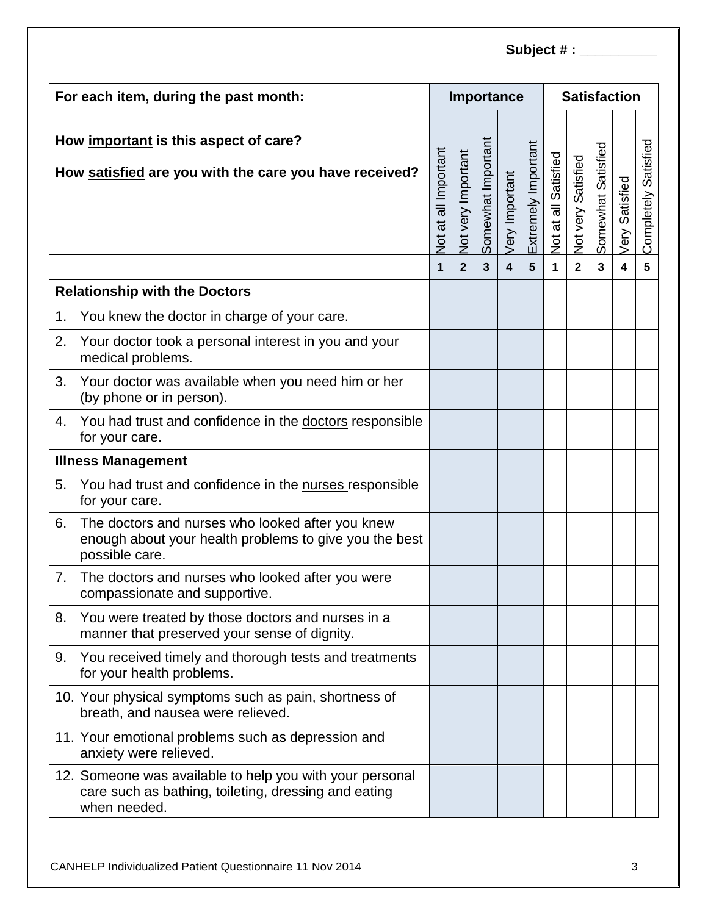**Subject # : __________**

| For each item, during the past month: | Importance | | | | | Satisfaction | | | | |
|---|---|---|---|---|---|---|---|---|---|---|
| How important is this aspect of care?<br><br>How satisfied are you with the care you have received? | Not at all Important | Not very Important | Somewhat Important | Very Important | Extremely Important | Not at all Satisfied | Not very Satisfied | Somewhat Satisfied | Very Satisfied | Completely Satisfied |
| | **1** | **2** | **3** | **4** | **5** | **1** | **2** | **3** | **4** | **5** |
| **Relationship with the Doctors** | | | | | | | | | | |
| 1. You knew the doctor in charge of your care. | | | | | | | | | | |
| 2. Your doctor took a personal interest in you and your medical problems. | | | | | | | | | | |
| 3. Your doctor was available when you need him or her (by phone or in person). | | | | | | | | | | |
| 4. You had trust and confidence in the doctors responsible for your care. | | | | | | | | | | |
| **Illness Management** | | | | | | | | | | |
| 5. You had trust and confidence in the nurses responsible for your care. | | | | | | | | | | |
| 6. The doctors and nurses who looked after you knew enough about your health problems to give you the best possible care. | | | | | | | | | | |
| 7. The doctors and nurses who looked after you were compassionate and supportive. | | | | | | | | | | |
| 8. You were treated by those doctors and nurses in a manner that preserved your sense of dignity. | | | | | | | | | | |
| 9. You received timely and thorough tests and treatments for your health problems. | | | | | | | | | | |
| 10. Your physical symptoms such as pain, shortness of breath, and nausea were relieved. | | | | | | | | | | |
| 11. Your emotional problems such as depression and anxiety were relieved. | | | | | | | | | | |
| 12. Someone was available to help you with your personal care such as bathing, toileting, dressing and eating when needed. | | | | | | | | | | |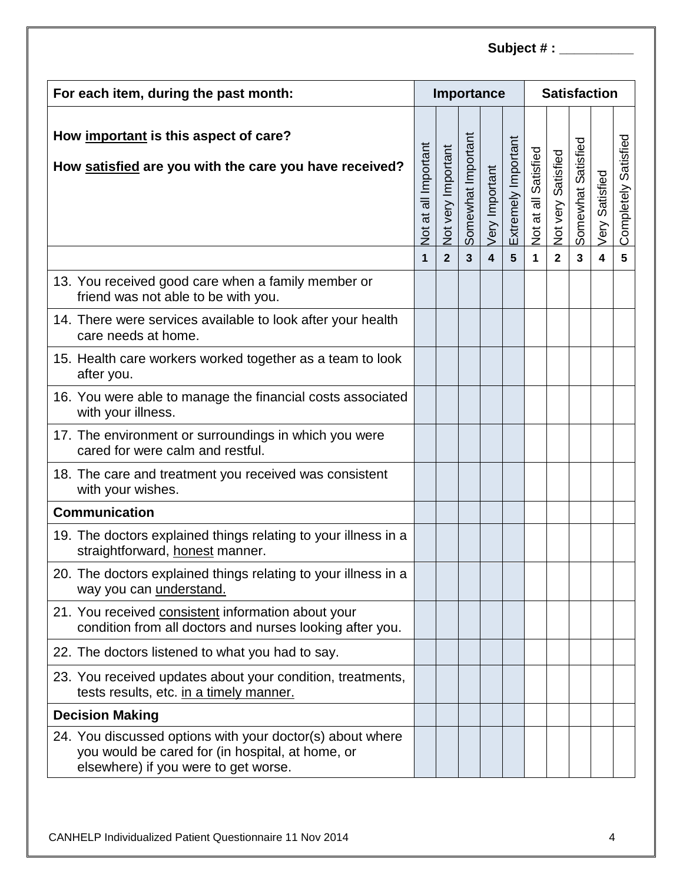**Subject # :** __________

| For each item, during the past month: | Importance | | | | | Satisfaction | | | | |
|---|---|---|---|---|---|---|---|---|---|---|
| **How important is this aspect of care?**<br><br>**How satisfied are you with the care you have received?** | Not at all Important | Not very Important | Somewhat Important | Very Important | Extremely Important | Not at all Satisfied | Not very Satisfied | Somewhat Satisfied | Very Satisfied | Completely Satisfied |
| | **1** | **2** | **3** | **4** | **5** | **1** | **2** | **3** | **4** | **5** |
| 13. You received good care when a family member or friend was not able to be with you. | | | | | | | | | | |
| 14. There were services available to look after your health care needs at home. | | | | | | | | | | |
| 15. Health care workers worked together as a team to look after you. | | | | | | | | | | |
| 16. You were able to manage the financial costs associated with your illness. | | | | | | | | | | |
| 17. The environment or surroundings in which you were cared for were calm and restful. | | | | | | | | | | |
| 18. The care and treatment you received was consistent with your wishes. | | | | | | | | | | |
| **Communication** | | | | | | | | | | |
| 19. The doctors explained things relating to your illness in a straightforward, honest manner. | | | | | | | | | | |
| 20. The doctors explained things relating to your illness in a way you can understand. | | | | | | | | | | |
| 21. You received consistent information about your condition from all doctors and nurses looking after you. | | | | | | | | | | |
| 22. The doctors listened to what you had to say. | | | | | | | | | | |
| 23. You received updates about your condition, treatments, tests results, etc. in a timely manner. | | | | | | | | | | |
| **Decision Making** | | | | | | | | | | |
| 24. You discussed options with your doctor(s) about where you would be cared for (in hospital, at home, or elsewhere) if you were to get worse. | | | | | | | | | | |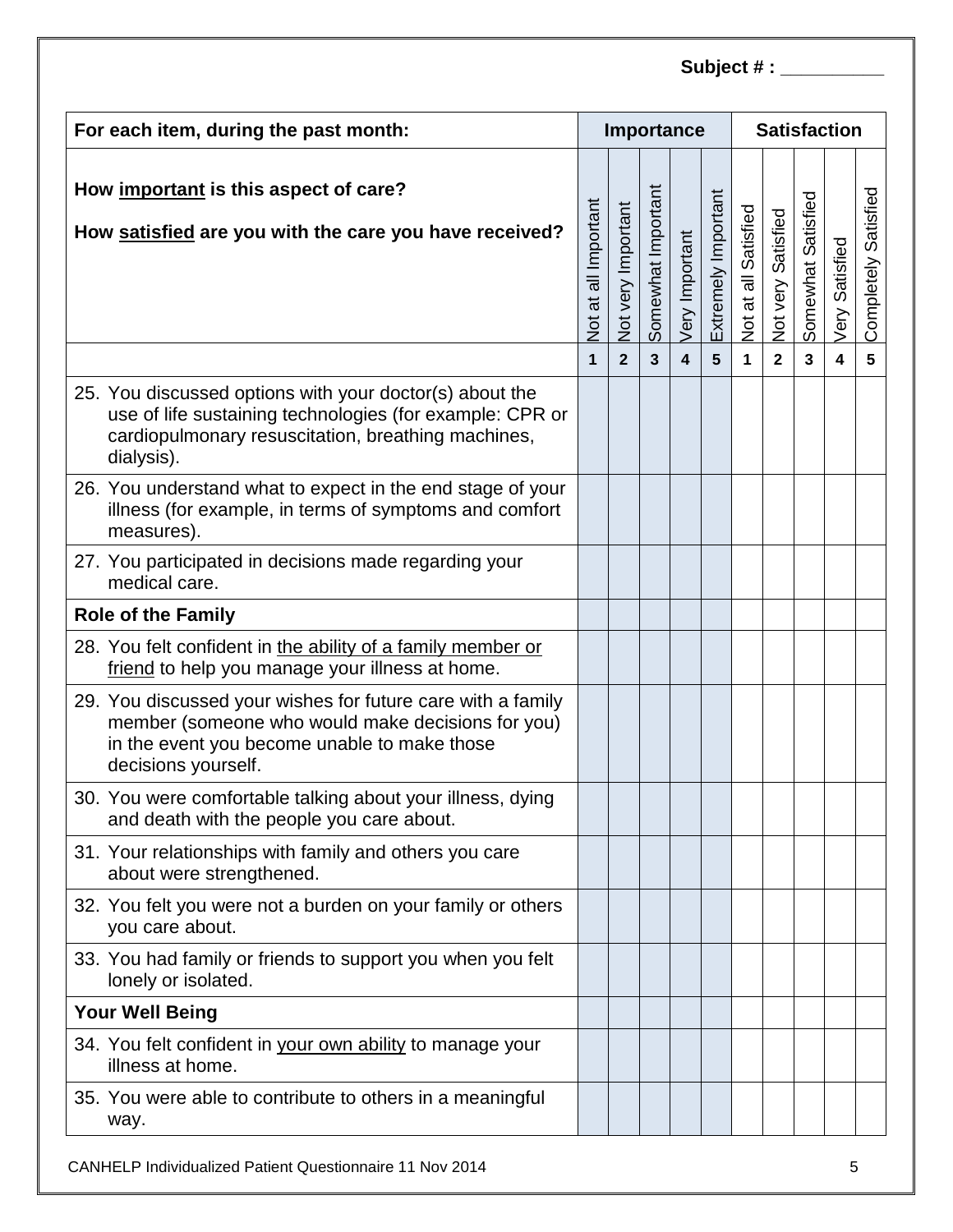**Subject # : __________**

| For each item, during the past month: | Importance | | | | | Satisfaction | | | | |
|---|---|---|---|---|---|---|---|---|---|---|
| **How <u>important</u> is this aspect of care?**<br><br>**How <u>satisfied</u> are you with the care you have received?** | Not at all Important | Not very Important | Somewhat Important | Very Important | Extremely Important | Not at all Satisfied | Not very Satisfied | Somewhat Satisfied | Very Satisfied | Completely Satisfied |
| | **1** | **2** | **3** | **4** | **5** | **1** | **2** | **3** | **4** | **5** |
| 25. You discussed options with your doctor(s) about the use of life sustaining technologies (for example: CPR or cardiopulmonary resuscitation, breathing machines, dialysis). | | | | | | | | | | |
| 26. You understand what to expect in the end stage of your illness (for example, in terms of symptoms and comfort measures). | | | | | | | | | | |
| 27. You participated in decisions made regarding your medical care. | | | | | | | | | | |
| **Role of the Family** | | | | | | | | | | |
| 28. You felt confident in <u>the ability of a family member or friend</u> to help you manage your illness at home. | | | | | | | | | | |
| 29. You discussed your wishes for future care with a family member (someone who would make decisions for you) in the event you become unable to make those decisions yourself. | | | | | | | | | | |
| 30. You were comfortable talking about your illness, dying and death with the people you care about. | | | | | | | | | | |
| 31. Your relationships with family and others you care about were strengthened. | | | | | | | | | | |
| 32. You felt you were not a burden on your family or others you care about. | | | | | | | | | | |
| 33. You had family or friends to support you when you felt lonely or isolated. | | | | | | | | | | |
| **Your Well Being** | | | | | | | | | | |
| 34. You felt confident in <u>your own ability</u> to manage your illness at home. | | | | | | | | | | |
| 35. You were able to contribute to others in a meaningful way. | | | | | | | | | | |

CANHELP Individualized Patient Questionnaire 11 Nov 2014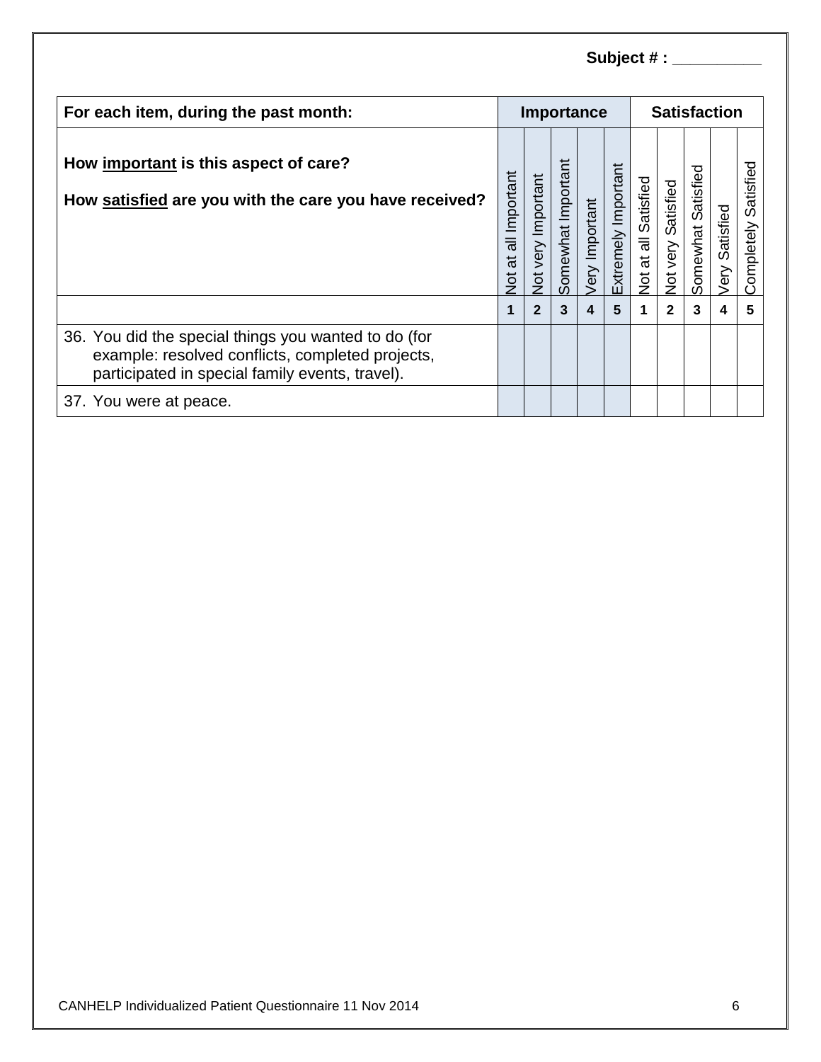Subject # : __________

| For each item, during the past month: | Importance | | | | | Satisfaction | | | | |
|---|---|---|---|---|---|---|---|---|---|---|
| **How important is this aspect of care?**<br><br>**How satisfied are you with the care you have received?** | Not at all Important | Not very Important | Somewhat Important | Very Important | Extremely Important | Not at all Satisfied | Not very Satisfied | Somewhat Satisfied | Very Satisfied | Completely Satisfied |
| | **1** | **2** | **3** | **4** | **5** | **1** | **2** | **3** | **4** | **5** |
| 36. You did the special things you wanted to do (for example: resolved conflicts, completed projects, participated in special family events, travel). | | | | | | | | | | |
| 37. You were at peace. | | | | | | | | | | |

CANHELP Individualized Patient Questionnaire 11 Nov 2014